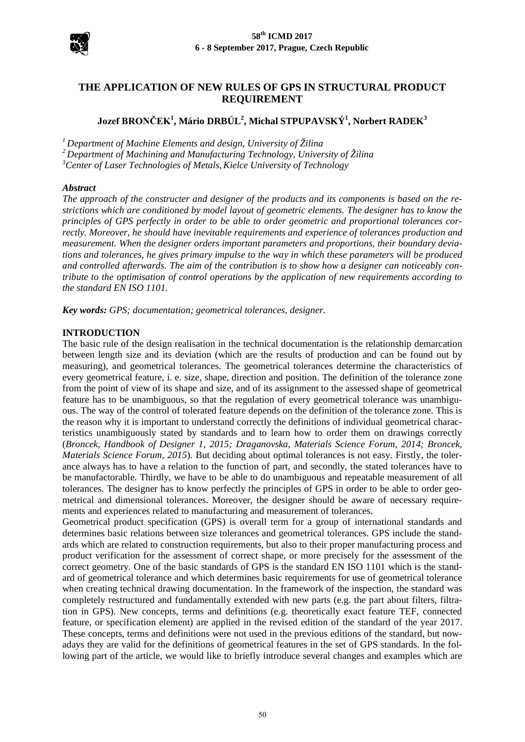# THE APPLICATION OF NEW RULES OF GPS IN STRUCTURAL PRODUCT REQUIREMENT

**Jozef BRONČEK[1], Mário DRBÚL[2], Michal STPUPAVSKÝ[1], Norbert RADEK[3]**

*[1] Department of Machine Elements and design, University of Žilina*
*[2] Department of Machining and Manufacturing Technology, University of Žilina*
*[3] Center of Laser Technologies of Metals, Kielce University of Technology*

***Abstract***

*The approach of the constructer and designer of the products and its components is based on the restrictions which are conditioned by model layout of geometric elements. The designer has to know the principles of GPS perfectly in order to be able to order geometric and proportional tolerances correctly. Moreover, he should have inevitable requirements and experience of tolerances production and measurement. When the designer orders important parameters and proportions, their boundary deviations and tolerances, he gives primary impulse to the way in which these parameters will be produced and controlled afterwards. The aim of the contribution is to show how a designer can noticeably contribute to the optimisation of control operations by the application of new requirements according to the standard EN ISO 1101.*

***Key words:*** *GPS; documentation; geometrical tolerances, designer.*

## INTRODUCTION

The basic rule of the design realisation in the technical documentation is the relationship demarcation between length size and its deviation (which are the results of production and can be found out by measuring), and geometrical tolerances. The geometrical tolerances determine the characteristics of every geometrical feature, i. e. size, shape, direction and position. The definition of the tolerance zone from the point of view of its shape and size, and of its assignment to the assessed shape of geometrical feature has to be unambiguous, so that the regulation of every geometrical tolerance was unambiguous. The way of the control of tolerated feature depends on the definition of the tolerance zone. This is the reason why it is important to understand correctly the definitions of individual geometrical characteristics unambiguously stated by standards and to learn how to order them on drawings correctly (*Broncek, Handbook of Designer 1, 2015; Draganovska, Materials Science Forum, 2014; Broncek, Materials Science Forum, 2015*). But deciding about optimal tolerances is not easy. Firstly, the tolerance always has to have a relation to the function of part, and secondly, the stated tolerances have to be manufactorable. Thirdly, we have to be able to do unambiguous and repeatable measurement of all tolerances. The designer has to know perfectly the principles of GPS in order to be able to order geometrical and dimensional tolerances. Moreover, the designer should be aware of necessary requirements and experiences related to manufacturing and measurement of tolerances.

Geometrical product specification (GPS) is overall term for a group of international standards and determines basic relations between size tolerances and geometrical tolerances. GPS include the standards which are related to construction requirements, but also to their proper manufacturing process and product verification for the assessment of correct shape, or more precisely for the assessment of the correct geometry. One of the basic standards of GPS is the standard EN ISO 1101 which is the standard of geometrical tolerance and which determines basic requirements for use of geometrical tolerance when creating technical drawing documentation. In the framework of the inspection, the standard was completely restructured and fundamentally extended with new parts (e.g. the part about filters, filtration in GPS). New concepts, terms and definitions (e.g. theoretically exact feature TEF, connected feature, or specification element) are applied in the revised edition of the standard of the year 2017. These concepts, terms and definitions were not used in the previous editions of the standard, but nowadays they are valid for the definitions of geometrical features in the set of GPS standards. In the following part of the article, we would like to briefly introduce several changes and examples which are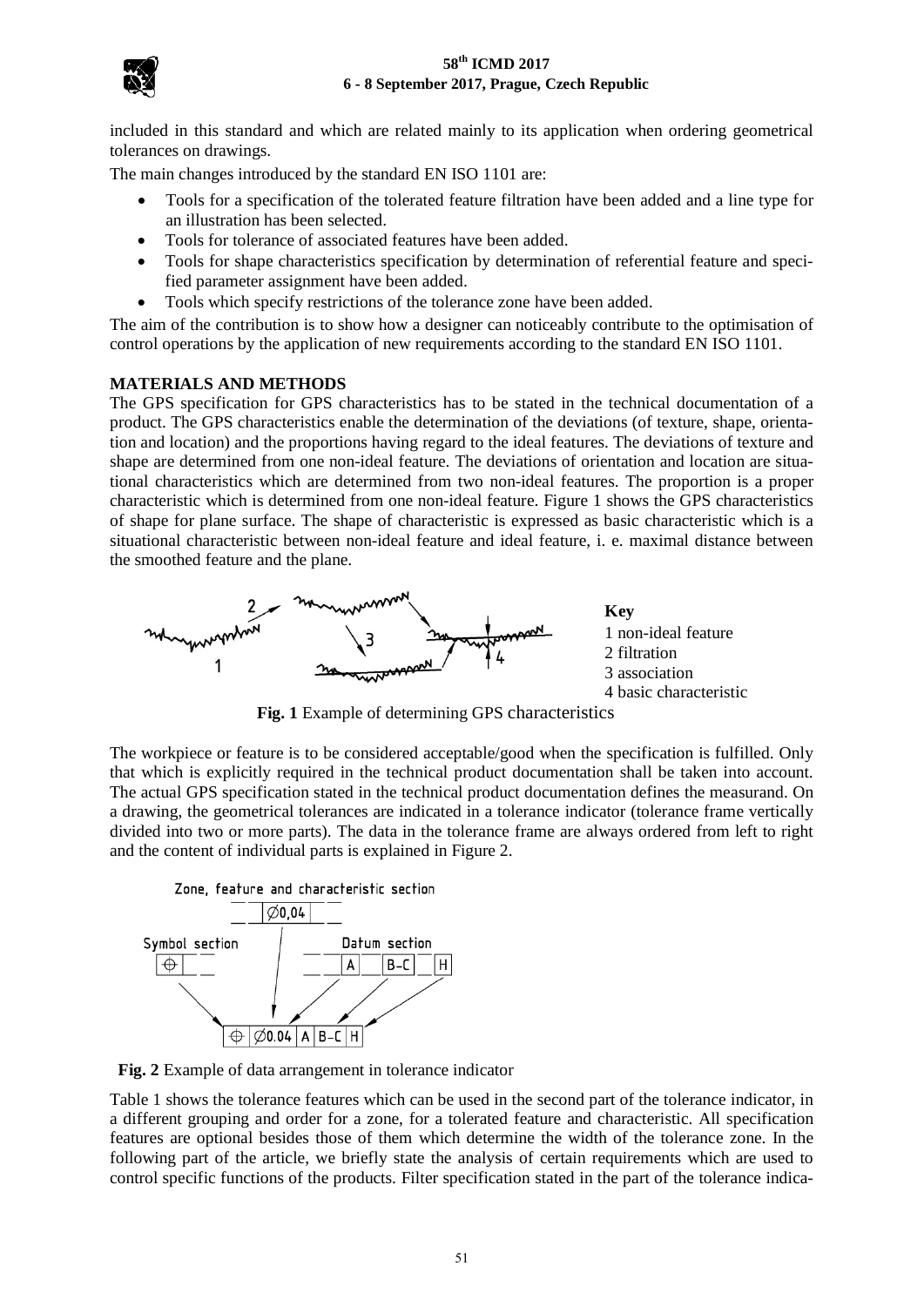included in this standard and which are related mainly to its application when ordering geometrical tolerances on drawings.

The main changes introduced by the standard EN ISO 1101 are:

- Tools for a specification of the tolerated feature filtration have been added and a line type for an illustration has been selected.
- Tools for tolerance of associated features have been added.
- Tools for shape characteristics specification by determination of referential feature and specified parameter assignment have been added.
- Tools which specify restrictions of the tolerance zone have been added.

The aim of the contribution is to show how a designer can noticeably contribute to the optimisation of control operations by the application of new requirements according to the standard EN ISO 1101.

## MATERIALS AND METHODS

The GPS specification for GPS characteristics has to be stated in the technical documentation of a product. The GPS characteristics enable the determination of the deviations (of texture, shape, orientation and location) and the proportions having regard to the ideal features. The deviations of texture and shape are determined from one non-ideal feature. The deviations of orientation and location are situational characteristics which are determined from two non-ideal features. The proportion is a proper characteristic which is determined from one non-ideal feature. Figure 1 shows the GPS characteristics of shape for plane surface. The shape of characteristic is expressed as basic characteristic which is a situational characteristic between non-ideal feature and ideal feature, i. e. maximal distance between the smoothed feature and the plane.

**Key**
1 non-ideal feature
2 filtration
3 association
4 basic characteristic

**Fig. 1** Example of determining GPS characteristics

The workpiece or feature is to be considered acceptable/good when the specification is fulfilled. Only that which is explicitly required in the technical product documentation shall be taken into account. The actual GPS specification stated in the technical product documentation defines the measurand. On a drawing, the geometrical tolerances are indicated in a tolerance indicator (tolerance frame vertically divided into two or more parts). The data in the tolerance frame are always ordered from left to right and the content of individual parts is explained in Figure 2.

Zone, feature and characteristic section
Symbol section
Datum section

⌖ | ∅0.04 | A | B–C | H

**Fig. 2** Example of data arrangement in tolerance indicator

Table 1 shows the tolerance features which can be used in the second part of the tolerance indicator, in a different grouping and order for a zone, for a tolerated feature and characteristic. All specification features are optional besides those of them which determine the width of the tolerance zone. In the following part of the article, we briefly state the analysis of certain requirements which are used to control specific functions of the products. Filter specification stated in the part of the tolerance indica-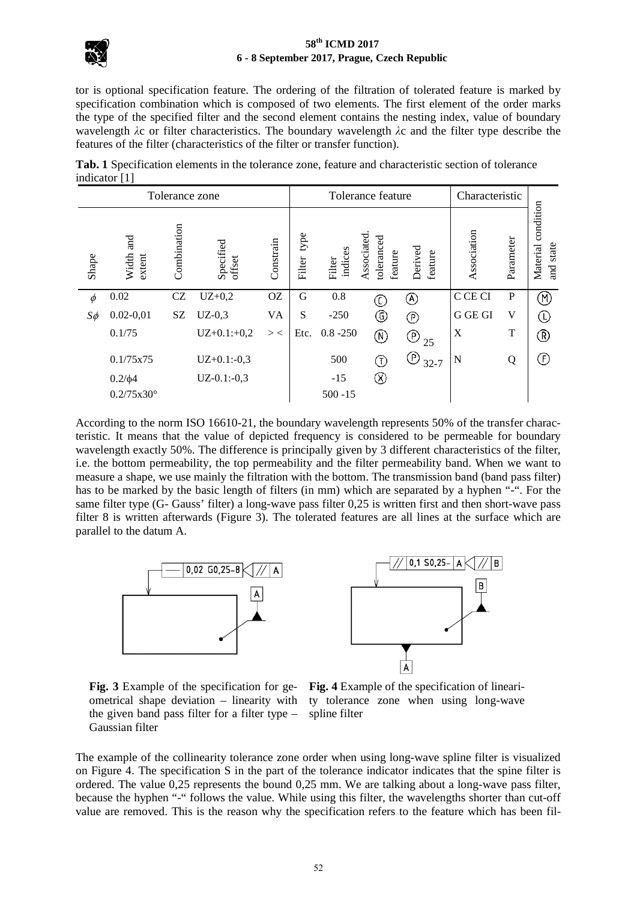tor is optional specification feature. The ordering of the filtration of tolerated feature is marked by specification combination which is composed of two elements. The first element of the order marks the type of the specified filter and the second element contains the nesting index, value of boundary wavelength $\lambda c$ or filter characteristics. The boundary wavelength $\lambda c$ and the filter type describe the features of the filter (characteristics of the filter or transfer function).

**Tab. 1** Specification elements in the tolerance zone, feature and characteristic section of tolerance indicator [1]

| Tolerance zone | | | | | Tolerance feature | | | | Characteristic | | |
|---|---|---|---|---|---|---|---|---|---|---|---|
| Shape | Width and extent | Combination | Specified offset | Constrain | Filter type | Filter indices | Associated. toleranced feature | Derived feature | Association | Parameter | Material condition and state |
| $\phi$ | 0.02 | CZ | UZ+0,2 | OZ | G | 0.8 | Ⓒ | Ⓐ | C CE CI | P | Ⓜ |
| $S\phi$ | 0.02-0,01 | SZ | UZ-0,3 | VA | S | -250 | Ⓖ | Ⓟ | G GE GI | V | Ⓛ |
| | 0.1/75 | | UZ+0.1:+0,2 | > < | Etc. | 0.8 -250 | Ⓝ | Ⓟ 25 | X | T | Ⓡ |
| | 0.1/75x75 | | UZ+0.1:-0,3 | | | 500 | Ⓣ | Ⓟ 32-7 | N | Q | Ⓕ |
| | 0.2/ϕ4 | | UZ-0.1:-0,3 | | | -15 | Ⓧ | | | | |
| | 0.2/75x30° | | | | | 500 -15 | | | | | |

According to the norm ISO 16610-21, the boundary wavelength represents 50% of the transfer characteristic. It means that the value of depicted frequency is considered to be permeable for boundary wavelength exactly 50%. The difference is principally given by 3 different characteristics of the filter, i.e. the bottom permeability, the top permeability and the filter permeability band. When we want to measure a shape, we use mainly the filtration with the bottom. The transmission band (band pass filter) has to be marked by the basic length of filters (in mm) which are separated by a hyphen "-". For the same filter type (G- Gauss' filter) a long-wave pass filter 0,25 is written first and then short-wave pass filter 8 is written afterwards (Figure 3). The tolerated features are all lines at the surface which are parallel to the datum A.

**Fig. 3** Example of the specification for geometrical shape deviation – linearity with the given band pass filter for a filter type – Gaussian filter

**Fig. 4** Example of the specification of linearity tolerance zone when using long-wave spline filter

The example of the collinearity tolerance zone order when using long-wave spline filter is visualized on Figure 4. The specification S in the part of the tolerance indicator indicates that the spine filter is ordered. The value 0,25 represents the bound 0,25 mm. We are talking about a long-wave pass filter, because the hyphen "-" follows the value. While using this filter, the wavelengths shorter than cut-off value are removed. This is the reason why the specification refers to the feature which has been fil-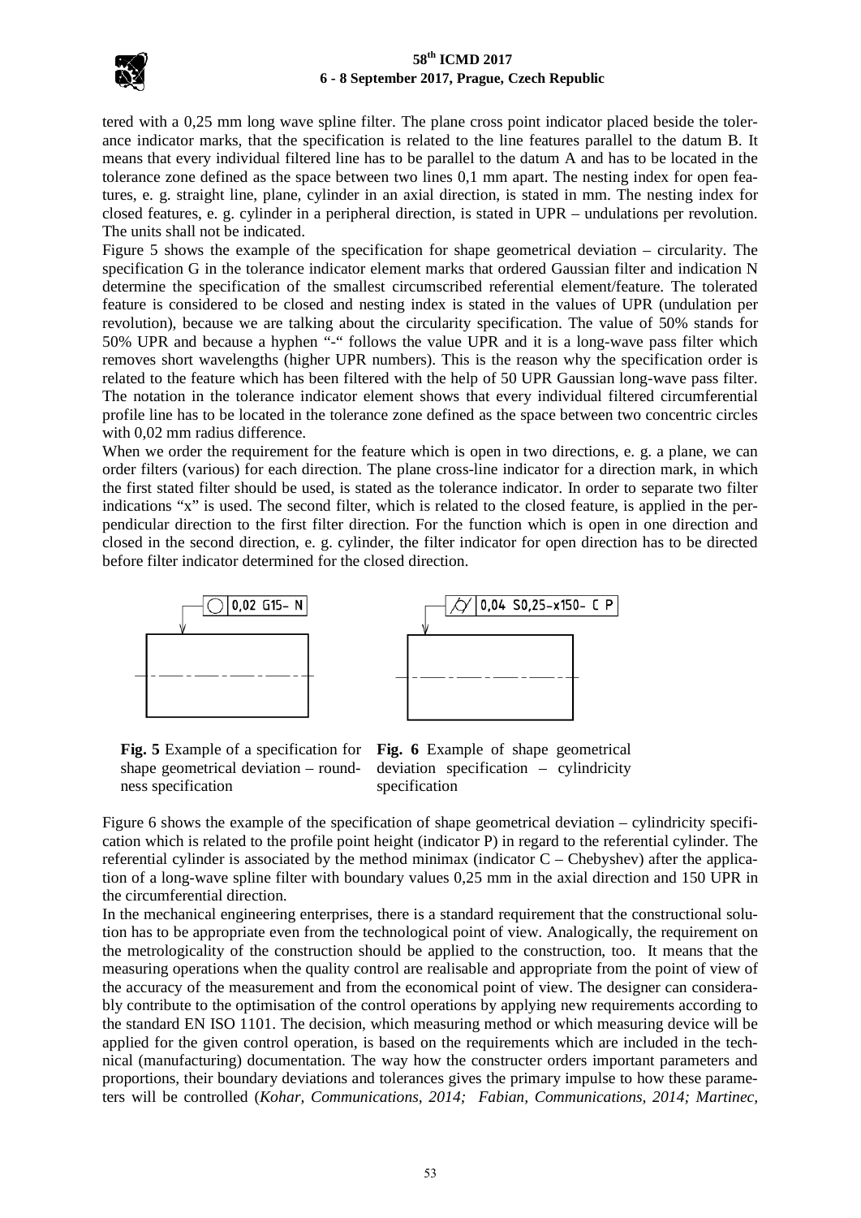tered with a 0,25 mm long wave spline filter. The plane cross point indicator placed beside the tolerance indicator marks, that the specification is related to the line features parallel to the datum B. It means that every individual filtered line has to be parallel to the datum A and has to be located in the tolerance zone defined as the space between two lines 0,1 mm apart. The nesting index for open features, e. g. straight line, plane, cylinder in an axial direction, is stated in mm. The nesting index for closed features, e. g. cylinder in a peripheral direction, is stated in UPR – undulations per revolution. The units shall not be indicated.

Figure 5 shows the example of the specification for shape geometrical deviation – circularity. The specification G in the tolerance indicator element marks that ordered Gaussian filter and indication N determine the specification of the smallest circumscribed referential element/feature. The tolerated feature is considered to be closed and nesting index is stated in the values of UPR (undulation per revolution), because we are talking about the circularity specification. The value of 50% stands for 50% UPR and because a hyphen "-" follows the value UPR and it is a long-wave pass filter which removes short wavelengths (higher UPR numbers). This is the reason why the specification order is related to the feature which has been filtered with the help of 50 UPR Gaussian long-wave pass filter. The notation in the tolerance indicator element shows that every individual filtered circumferential profile line has to be located in the tolerance zone defined as the space between two concentric circles with 0,02 mm radius difference.

When we order the requirement for the feature which is open in two directions, e. g. a plane, we can order filters (various) for each direction. The plane cross-line indicator for a direction mark, in which the first stated filter should be used, is stated as the tolerance indicator. In order to separate two filter indications "x" is used. The second filter, which is related to the closed feature, is applied in the perpendicular direction to the first filter direction. For the function which is open in one direction and closed in the second direction, e. g. cylinder, the filter indicator for open direction has to be directed before filter indicator determined for the closed direction.

○ | 0,02 G15- N

**Fig. 5** Example of a specification for shape geometrical deviation – roundness specification

⌭ | 0,04 S0,25-x150- C P

**Fig. 6** Example of shape geometrical deviation specification – cylindricity specification

Figure 6 shows the example of the specification of shape geometrical deviation – cylindricity specification which is related to the profile point height (indicator P) in regard to the referential cylinder. The referential cylinder is associated by the method minimax (indicator C – Chebyshev) after the application of a long-wave spline filter with boundary values 0,25 mm in the axial direction and 150 UPR in the circumferential direction.

In the mechanical engineering enterprises, there is a standard requirement that the constructional solution has to be appropriate even from the technological point of view. Analogically, the requirement on the metrologicality of the construction should be applied to the construction, too. It means that the measuring operations when the quality control are realisable and appropriate from the point of view of the accuracy of the measurement and from the economical point of view. The designer can considerably contribute to the optimisation of the control operations by applying new requirements according to the standard EN ISO 1101. The decision, which measuring method or which measuring device will be applied for the given control operation, is based on the requirements which are included in the technical (manufacturing) documentation. The way how the constructer orders important parameters and proportions, their boundary deviations and tolerances gives the primary impulse to how these parameters will be controlled (*Kohar, Communications, 2014; Fabian, Communications, 2014; Martinec,*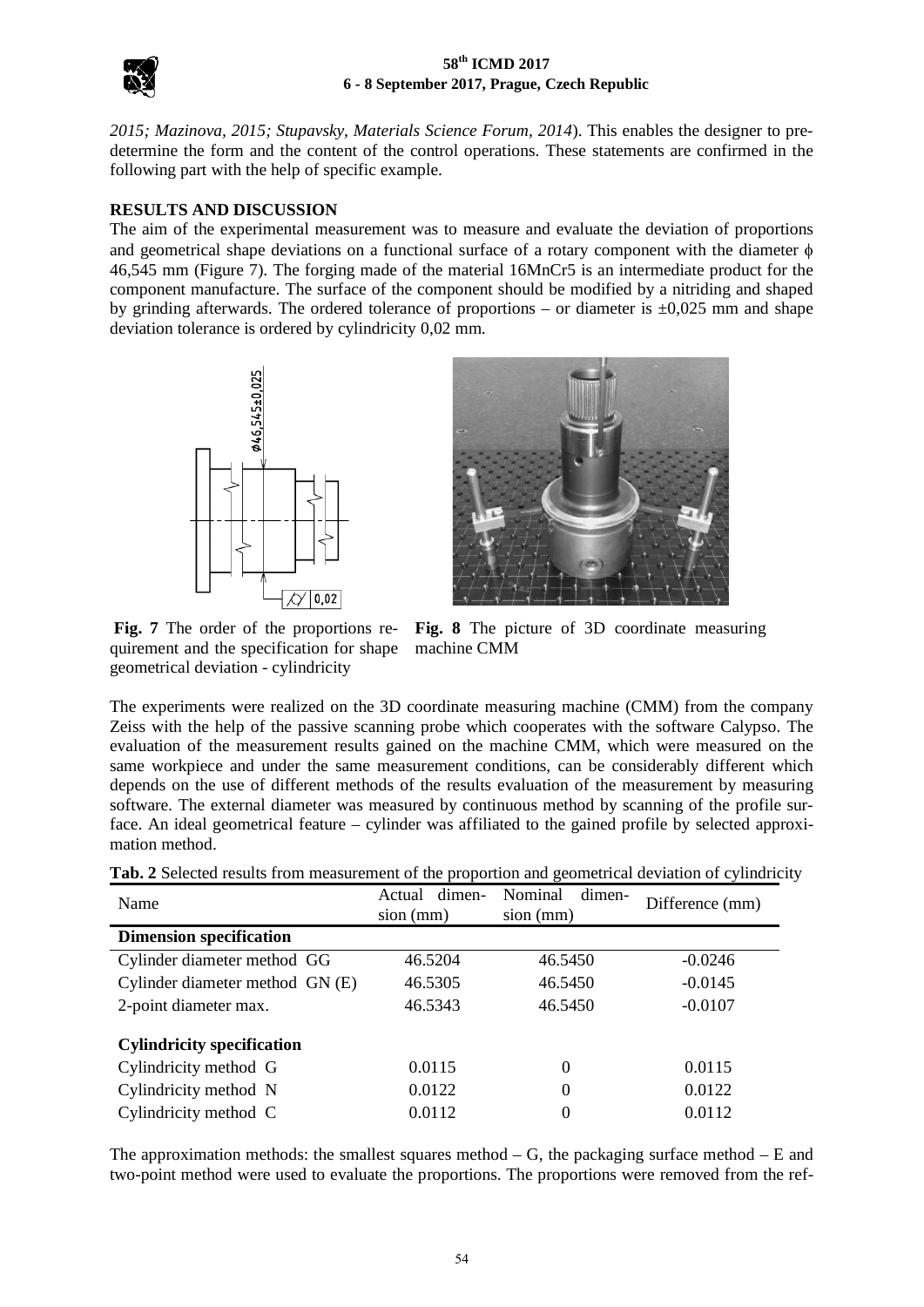*2015; Mazinova, 2015; Stupavsky, Materials Science Forum, 2014*). This enables the designer to pre-determine the form and the content of the control operations. These statements are confirmed in the following part with the help of specific example.

## RESULTS AND DISCUSSION

The aim of the experimental measurement was to measure and evaluate the deviation of proportions and geometrical shape deviations on a functional surface of a rotary component with the diameter $\phi$ 46,545 mm (Figure 7). The forging made of the material 16MnCr5 is an intermediate product for the component manufacture. The surface of the component should be modified by a nitriding and shaped by grinding afterwards. The ordered tolerance of proportions – or diameter is ±0,025 mm and shape deviation tolerance is ordered by cylindricity 0,02 mm.

**Fig. 7** The order of the proportions requirement and the specification for shape geometrical deviation - cylindricity

**Fig. 8** The picture of 3D coordinate measuring machine CMM

The experiments were realized on the 3D coordinate measuring machine (CMM) from the company Zeiss with the help of the passive scanning probe which cooperates with the software Calypso. The evaluation of the measurement results gained on the machine CMM, which were measured on the same workpiece and under the same measurement conditions, can be considerably different which depends on the use of different methods of the results evaluation of the measurement by measuring software. The external diameter was measured by continuous method by scanning of the profile surface. An ideal geometrical feature – cylinder was affiliated to the gained profile by selected approximation method.

**Tab. 2** Selected results from measurement of the proportion and geometrical deviation of cylindricity

| Name | Actual dimension (mm) | Nominal dimension (mm) | Difference (mm) |
|---|---|---|---|
| **Dimension specification** | | | |
| Cylinder diameter method GG | 46.5204 | 46.5450 | -0.0246 |
| Cylinder diameter method GN (E) | 46.5305 | 46.5450 | -0.0145 |
| 2-point diameter max. | 46.5343 | 46.5450 | -0.0107 |
| **Cylindricity specification** | | | |
| Cylindricity method G | 0.0115 | 0 | 0.0115 |
| Cylindricity method N | 0.0122 | 0 | 0.0122 |
| Cylindricity method C | 0.0112 | 0 | 0.0112 |

The approximation methods: the smallest squares method – G, the packaging surface method – E and two-point method were used to evaluate the proportions. The proportions were removed from the ref-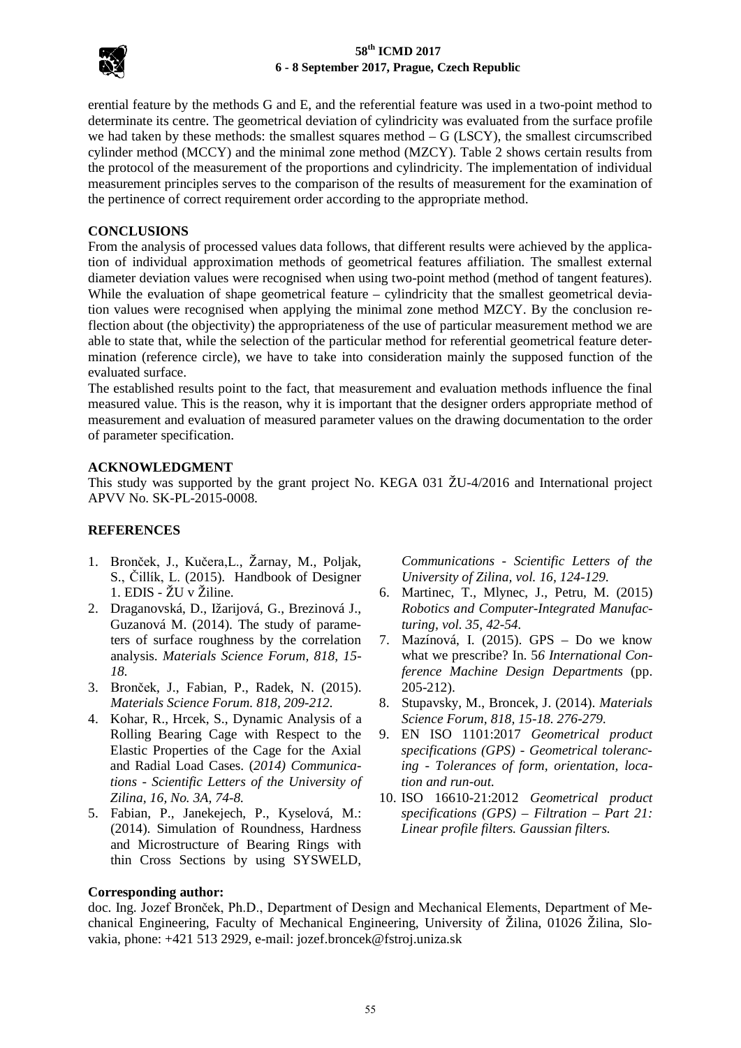erential feature by the methods G and E, and the referential feature was used in a two-point method to determinate its centre. The geometrical deviation of cylindricity was evaluated from the surface profile we had taken by these methods: the smallest squares method – G (LSCY), the smallest circumscribed cylinder method (MCCY) and the minimal zone method (MZCY). Table 2 shows certain results from the protocol of the measurement of the proportions and cylindricity. The implementation of individual measurement principles serves to the comparison of the results of measurement for the examination of the pertinence of correct requirement order according to the appropriate method.

## CONCLUSIONS

From the analysis of processed values data follows, that different results were achieved by the application of individual approximation methods of geometrical features affiliation. The smallest external diameter deviation values were recognised when using two-point method (method of tangent features). While the evaluation of shape geometrical feature – cylindricity that the smallest geometrical deviation values were recognised when applying the minimal zone method MZCY. By the conclusion reflection about (the objectivity) the appropriateness of the use of particular measurement method we are able to state that, while the selection of the particular method for referential geometrical feature determination (reference circle), we have to take into consideration mainly the supposed function of the evaluated surface.

The established results point to the fact, that measurement and evaluation methods influence the final measured value. This is the reason, why it is important that the designer orders appropriate method of measurement and evaluation of measured parameter values on the drawing documentation to the order of parameter specification.

## ACKNOWLEDGMENT

This study was supported by the grant project No. KEGA 031 ŽU-4/2016 and International project APVV No. SK-PL-2015-0008.

## REFERENCES

1. Bronček, J., Kučera,L., Žarnay, M., Poljak, S., Čillík, L. (2015). Handbook of Designer 1. EDIS - ŽU v Žiline.
2. Draganovská, D., Ižarijová, G., Brezinová J., Guzanová M. (2014). The study of parameters of surface roughness by the correlation analysis. *Materials Science Forum, 818, 15-18.*
3. Bronček, J., Fabian, P., Radek, N. (2015). *Materials Science Forum. 818, 209-212.*
4. Kohar, R., Hrcek, S., Dynamic Analysis of a Rolling Bearing Cage with Respect to the Elastic Properties of the Cage for the Axial and Radial Load Cases. (*2014) Communications - Scientific Letters of the University of Zilina, 16, No. 3A, 74-8.*
5. Fabian, P., Janekejech, P., Kyselová, M.: (2014). Simulation of Roundness, Hardness and Microstructure of Bearing Rings with thin Cross Sections by using SYSWELD, *Communications - Scientific Letters of the University of Zilina, vol. 16, 124-129.*
6. Martinec, T., Mlynec, J., Petru, M. (2015) *Robotics and Computer-Integrated Manufacturing, vol. 35, 42-54.*
7. Mazínová, I. (2015). GPS – Do we know what we prescribe? In. 5*6 International Conference Machine Design Departments* (pp. 205-212).
8. Stupavsky, M., Broncek, J. (2014). *Materials Science Forum, 818, 15-18. 276-279.*
9. EN ISO 1101:2017 *Geometrical product specifications (GPS) - Geometrical tolerancing - Tolerances of form, orientation, location and run-out.*
10. ISO 16610-21:2012 *Geometrical product specifications (GPS) – Filtration – Part 21: Linear profile filters. Gaussian filters.*

**Corresponding author:**

doc. Ing. Jozef Bronček, Ph.D., Department of Design and Mechanical Elements, Department of Mechanical Engineering, Faculty of Mechanical Engineering, University of Žilina, 01026 Žilina, Slovakia, phone: +421 513 2929, e-mail: jozef.broncek@fstroj.uniza.sk